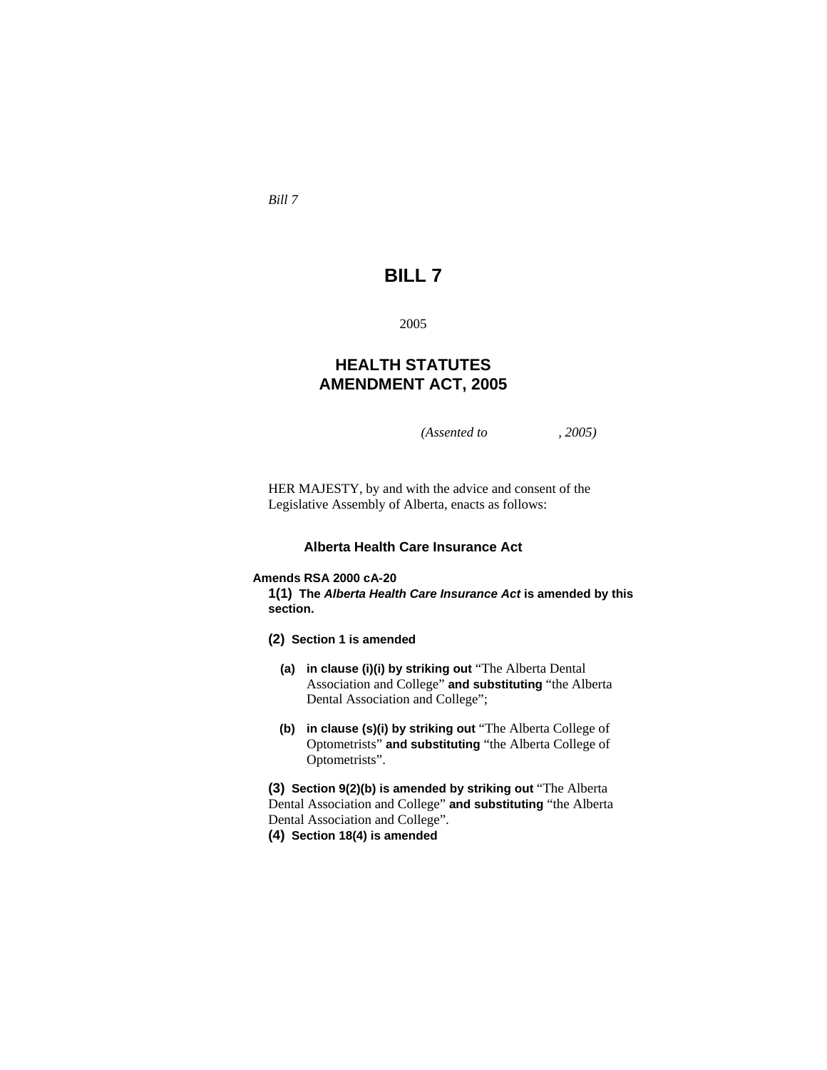*Bill 7*

# BILL 7

2005

## HEALTH STATUTES AMENDMENT ACT, 2005

*(Assented to , 2005)*

HER MAJESTY, by and with the advice and consent of the Legislative Assembly of Alberta, enacts as follows:

### Alberta Health Care Insurance Act

**Amends RSA 2000 cA-20**

**1(1) The *Alberta Health Care Insurance Act* is amended by this section.**

**(2) Section 1 is amended**

**(a) in clause (i)(i) by striking out** "The Alberta Dental Association and College" **and substituting** "the Alberta Dental Association and College";

**(b) in clause (s)(i) by striking out** "The Alberta College of Optometrists" **and substituting** "the Alberta College of Optometrists".

**(3) Section 9(2)(b) is amended by striking out** "The Alberta Dental Association and College" **and substituting** "the Alberta Dental Association and College".

**(4) Section 18(4) is amended**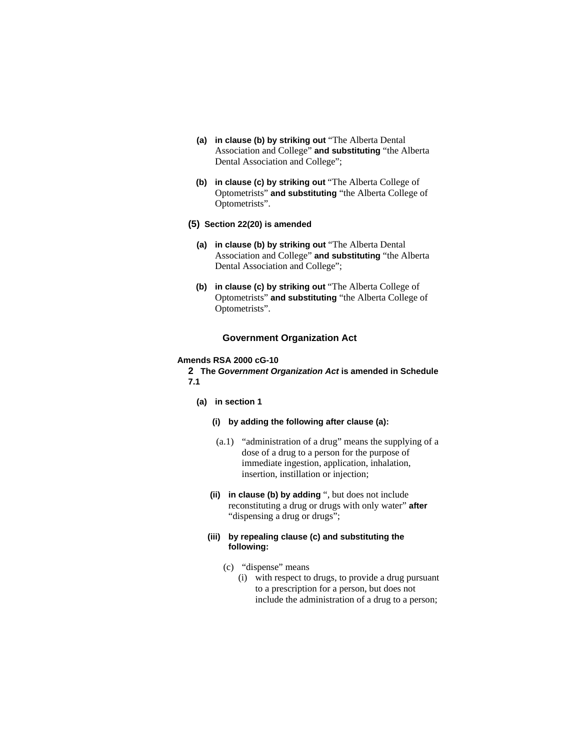**(a)** **in clause (b) by striking out** "The Alberta Dental Association and College" **and substituting** "the Alberta Dental Association and College";

**(b)** **in clause (c) by striking out** "The Alberta College of Optometrists" **and substituting** "the Alberta College of Optometrists".

**(5)** **Section 22(20) is amended**

**(a)** **in clause (b) by striking out** "The Alberta Dental Association and College" **and substituting** "the Alberta Dental Association and College";

**(b)** **in clause (c) by striking out** "The Alberta College of Optometrists" **and substituting** "the Alberta College of Optometrists".

### Government Organization Act

**Amends RSA 2000 cG-10**

**2** **The *Government Organization Act* is amended in Schedule 7.1**

**(a)** **in section 1**

**(i)** **by adding the following after clause (a):**

(a.1) "administration of a drug" means the supplying of a dose of a drug to a person for the purpose of immediate ingestion, application, inhalation, insertion, instillation or injection;

**(ii)** **in clause (b) by adding** ", but does not include reconstituting a drug or drugs with only water" **after** "dispensing a drug or drugs";

**(iii)** **by repealing clause (c) and substituting the following:**

(c) "dispense" means

(i) with respect to drugs, to provide a drug pursuant to a prescription for a person, but does not include the administration of a drug to a person;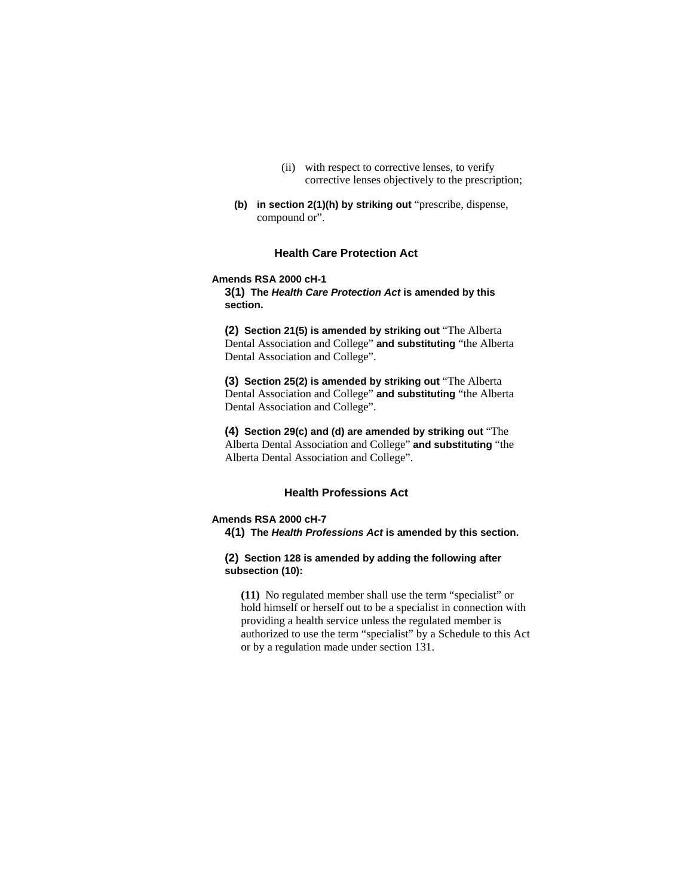(ii) with respect to corrective lenses, to verify corrective lenses objectively to the prescription;

**(b) in section 2(1)(h) by striking out** "prescribe, dispense, compound or".

## Health Care Protection Act

**Amends RSA 2000 cH-1**

**3(1) The *Health Care Protection Act* is amended by this section.**

**(2) Section 21(5) is amended by striking out** "The Alberta Dental Association and College" **and substituting** "the Alberta Dental Association and College".

**(3) Section 25(2) is amended by striking out** "The Alberta Dental Association and College" **and substituting** "the Alberta Dental Association and College".

**(4) Section 29(c) and (d) are amended by striking out** "The Alberta Dental Association and College" **and substituting** "the Alberta Dental Association and College".

## Health Professions Act

**Amends RSA 2000 cH-7**

**4(1) The *Health Professions Act* is amended by this section.**

**(2) Section 128 is amended by adding the following after subsection (10):**

**(11)** No regulated member shall use the term "specialist" or hold himself or herself out to be a specialist in connection with providing a health service unless the regulated member is authorized to use the term "specialist" by a Schedule to this Act or by a regulation made under section 131.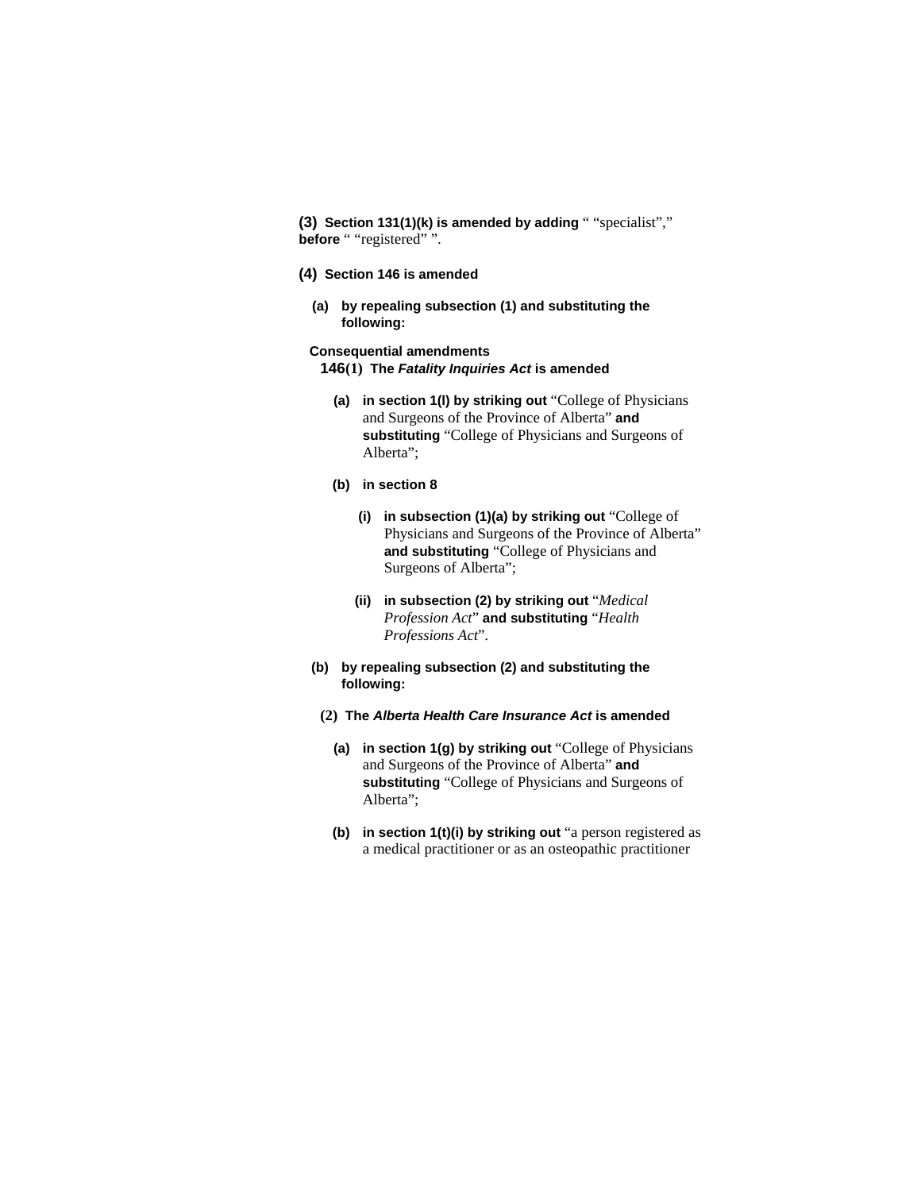**(3) Section 131(1)(k) is amended by adding** " "specialist"," **before** " "registered" ".

**(4) Section 146 is amended**

**(a) by repealing subsection (1) and substituting the following:**

**Consequential amendments**

**146(1) The *Fatality Inquiries Act* is amended**

**(a) in section 1(l) by striking out** "College of Physicians and Surgeons of the Province of Alberta" **and substituting** "College of Physicians and Surgeons of Alberta";

**(b) in section 8**

**(i) in subsection (1)(a) by striking out** "College of Physicians and Surgeons of the Province of Alberta" **and substituting** "College of Physicians and Surgeons of Alberta";

**(ii) in subsection (2) by striking out** "*Medical Profession Act*" **and substituting** "*Health Professions Act*".

**(b) by repealing subsection (2) and substituting the following:**

**(2) The *Alberta Health Care Insurance Act* is amended**

**(a) in section 1(g) by striking out** "College of Physicians and Surgeons of the Province of Alberta" **and substituting** "College of Physicians and Surgeons of Alberta";

**(b) in section 1(t)(i) by striking out** "a person registered as a medical practitioner or as an osteopathic practitioner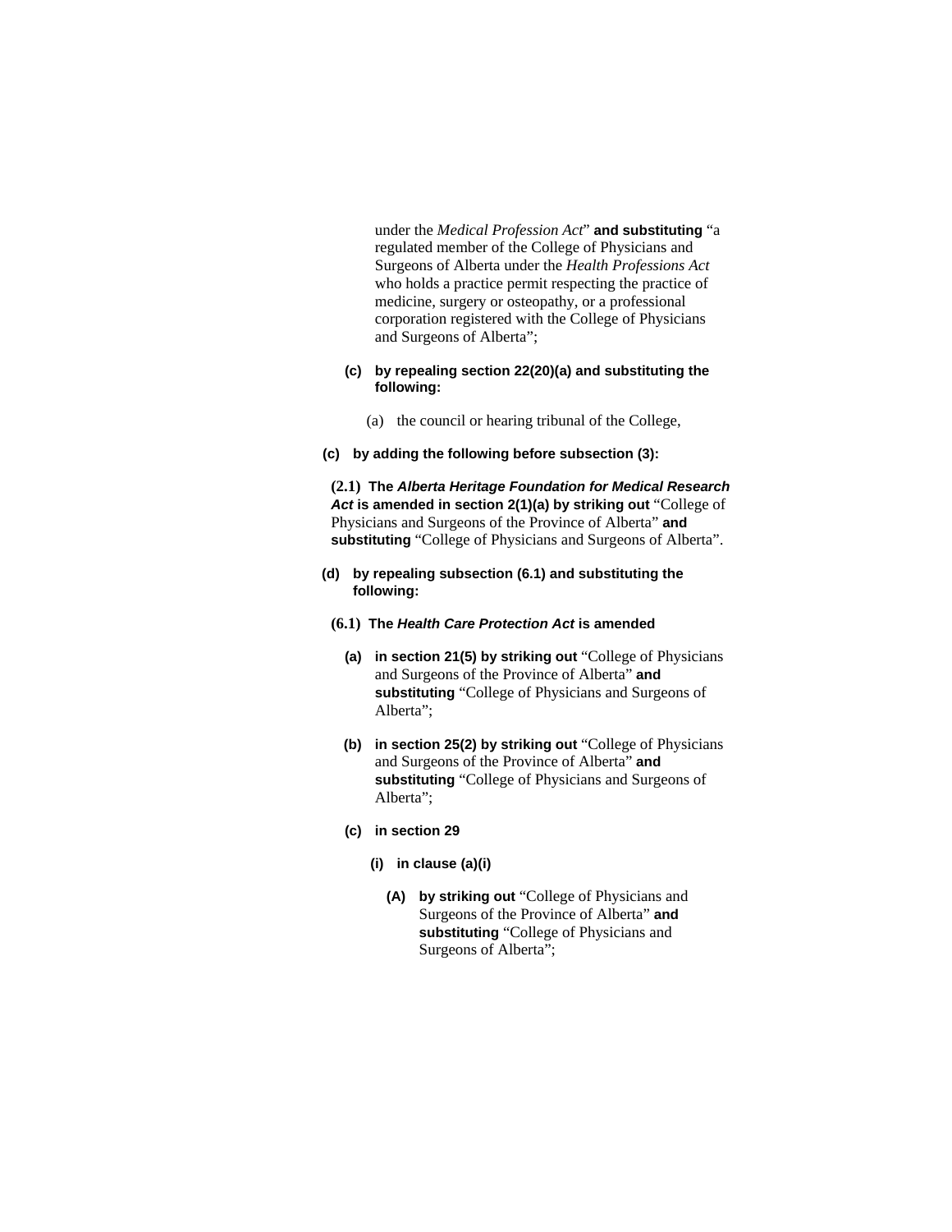under the *Medical Profession Act*" **and substituting** "a regulated member of the College of Physicians and Surgeons of Alberta under the *Health Professions Act* who holds a practice permit respecting the practice of medicine, surgery or osteopathy, or a professional corporation registered with the College of Physicians and Surgeons of Alberta";

**(c) by repealing section 22(20)(a) and substituting the following:**

(a) the council or hearing tribunal of the College,

**(c) by adding the following before subsection (3):**

**(2.1) The *Alberta Heritage Foundation for Medical Research Act* is amended in section 2(1)(a) by striking out** "College of Physicians and Surgeons of the Province of Alberta" **and substituting** "College of Physicians and Surgeons of Alberta".

**(d) by repealing subsection (6.1) and substituting the following:**

**(6.1) The *Health Care Protection Act* is amended**

**(a) in section 21(5) by striking out** "College of Physicians and Surgeons of the Province of Alberta" **and substituting** "College of Physicians and Surgeons of Alberta";

**(b) in section 25(2) by striking out** "College of Physicians and Surgeons of the Province of Alberta" **and substituting** "College of Physicians and Surgeons of Alberta";

**(c) in section 29**

**(i) in clause (a)(i)**

**(A) by striking out** "College of Physicians and Surgeons of the Province of Alberta" **and substituting** "College of Physicians and Surgeons of Alberta";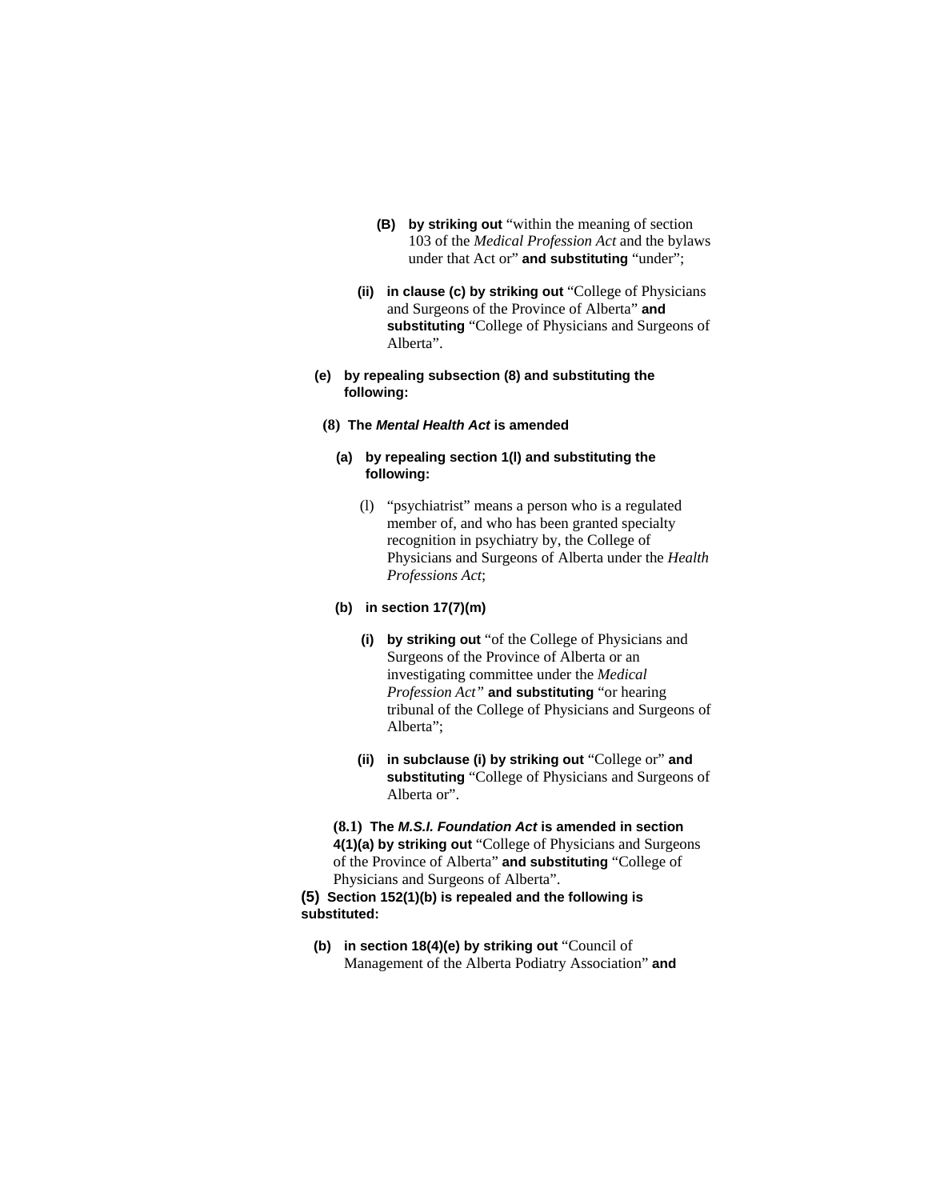**(B)** **by striking out** "within the meaning of section 103 of the *Medical Profession Act* and the bylaws under that Act or" **and substituting** "under";

**(ii)** **in clause (c) by striking out** "College of Physicians and Surgeons of the Province of Alberta" **and substituting** "College of Physicians and Surgeons of Alberta".

**(e)** **by repealing subsection (8) and substituting the following:**

**(8)** **The *Mental Health Act* is amended**

**(a)** **by repealing section 1(l) and substituting the following:**

(l) "psychiatrist" means a person who is a regulated member of, and who has been granted specialty recognition in psychiatry by, the College of Physicians and Surgeons of Alberta under the *Health Professions Act*;

**(b)** **in section 17(7)(m)**

**(i)** **by striking out** "of the College of Physicians and Surgeons of the Province of Alberta or an investigating committee under the *Medical Profession Act*" **and substituting** "or hearing tribunal of the College of Physicians and Surgeons of Alberta";

**(ii)** **in subclause (i) by striking out** "College or" **and substituting** "College of Physicians and Surgeons of Alberta or".

**(8.1)** **The *M.S.I. Foundation Act* is amended in section 4(1)(a) by striking out** "College of Physicians and Surgeons of the Province of Alberta" **and substituting** "College of Physicians and Surgeons of Alberta".

**(5)** **Section 152(1)(b) is repealed and the following is substituted:**

**(b)** **in section 18(4)(e) by striking out** "Council of Management of the Alberta Podiatry Association" **and**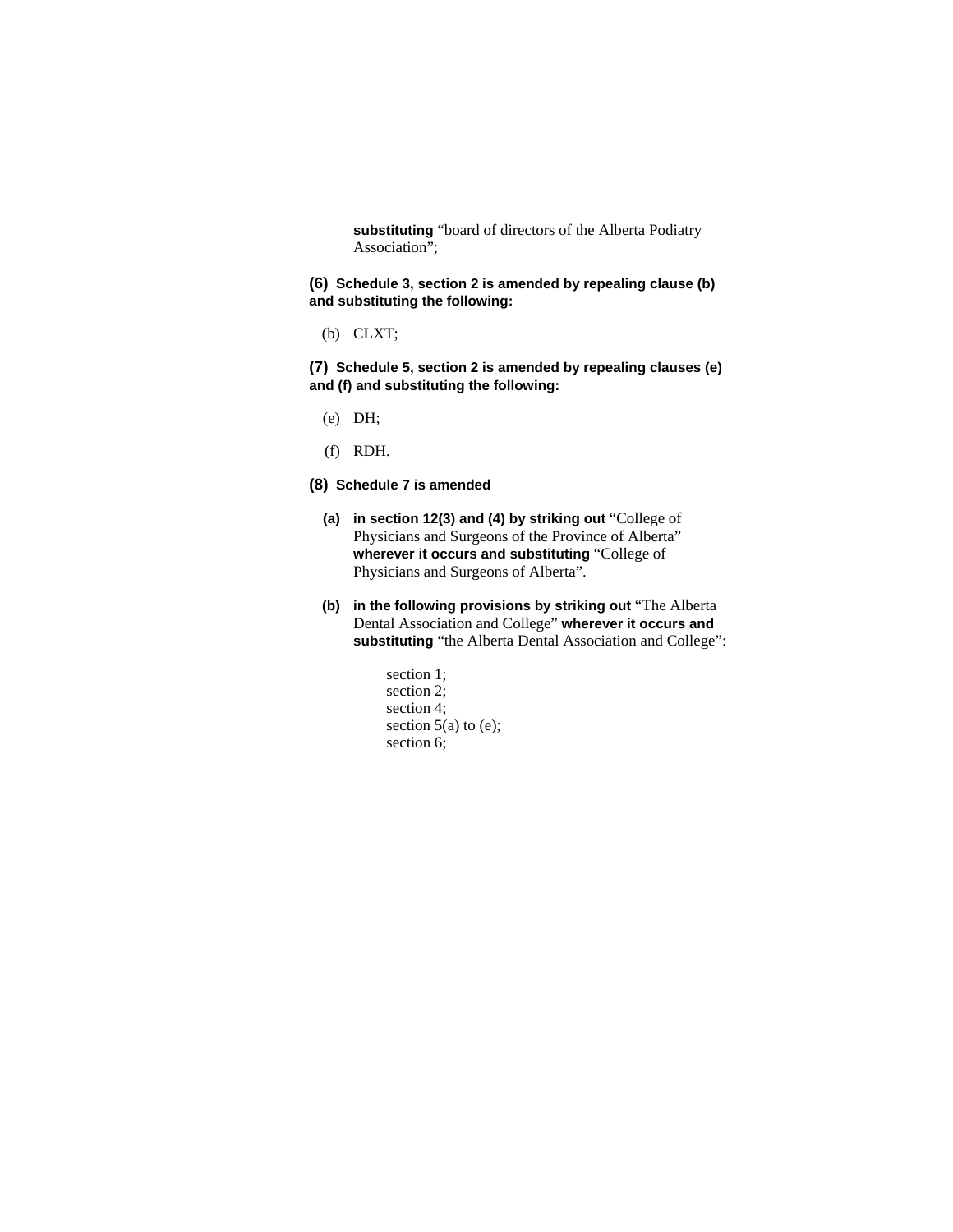**substituting** “board of directors of the Alberta Podiatry Association”;

**(6) Schedule 3, section 2 is amended by repealing clause (b) and substituting the following:**

(b) CLXT;

**(7) Schedule 5, section 2 is amended by repealing clauses (e) and (f) and substituting the following:**

(e) DH;

(f) RDH.

**(8) Schedule 7 is amended**

**(a) in section 12(3) and (4) by striking out** “College of Physicians and Surgeons of the Province of Alberta” **wherever it occurs and substituting** “College of Physicians and Surgeons of Alberta”.

**(b) in the following provisions by striking out** “The Alberta Dental Association and College” **wherever it occurs and substituting** “the Alberta Dental Association and College”:

section 1;
section 2;
section 4;
section 5(a) to (e);
section 6;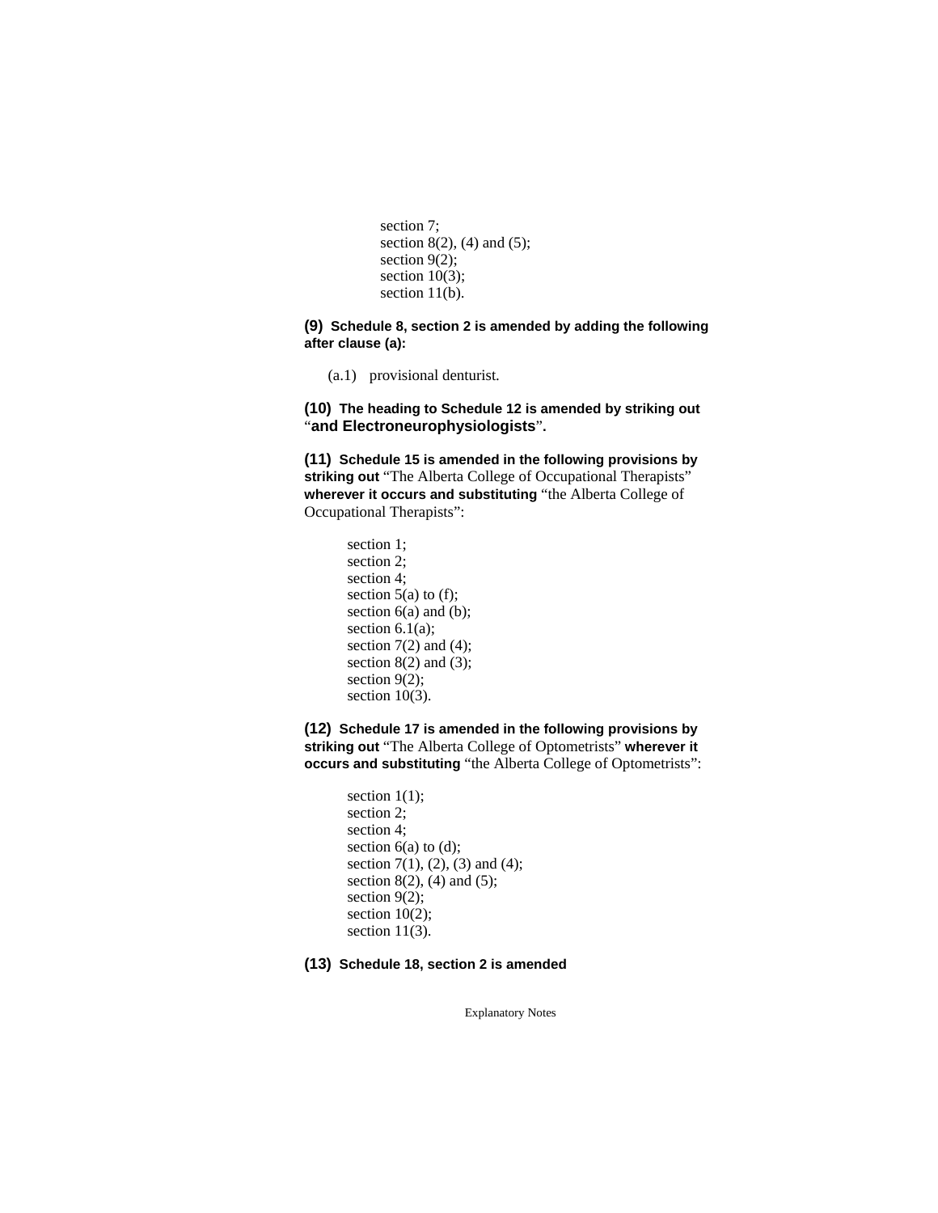section 7;
section 8(2), (4) and (5);
section 9(2);
section 10(3);
section 11(b).

**(9) Schedule 8, section 2 is amended by adding the following after clause (a):**

(a.1) provisional denturist.

**(10) The heading to Schedule 12 is amended by striking out "and Electroneurophysiologists".**

**(11) Schedule 15 is amended in the following provisions by striking out** "The Alberta College of Occupational Therapists" **wherever it occurs and substituting** "the Alberta College of Occupational Therapists":

section 1;
section 2;
section 4;
section 5(a) to (f);
section 6(a) and (b);
section 6.1(a);
section 7(2) and (4);
section 8(2) and (3);
section 9(2);
section 10(3).

**(12) Schedule 17 is amended in the following provisions by striking out** "The Alberta College of Optometrists" **wherever it occurs and substituting** "the Alberta College of Optometrists":

section 1(1);
section 2;
section 4;
section 6(a) to (d);
section 7(1), (2), (3) and (4);
section 8(2), (4) and (5);
section 9(2);
section 10(2);
section 11(3).

**(13) Schedule 18, section 2 is amended**

Explanatory Notes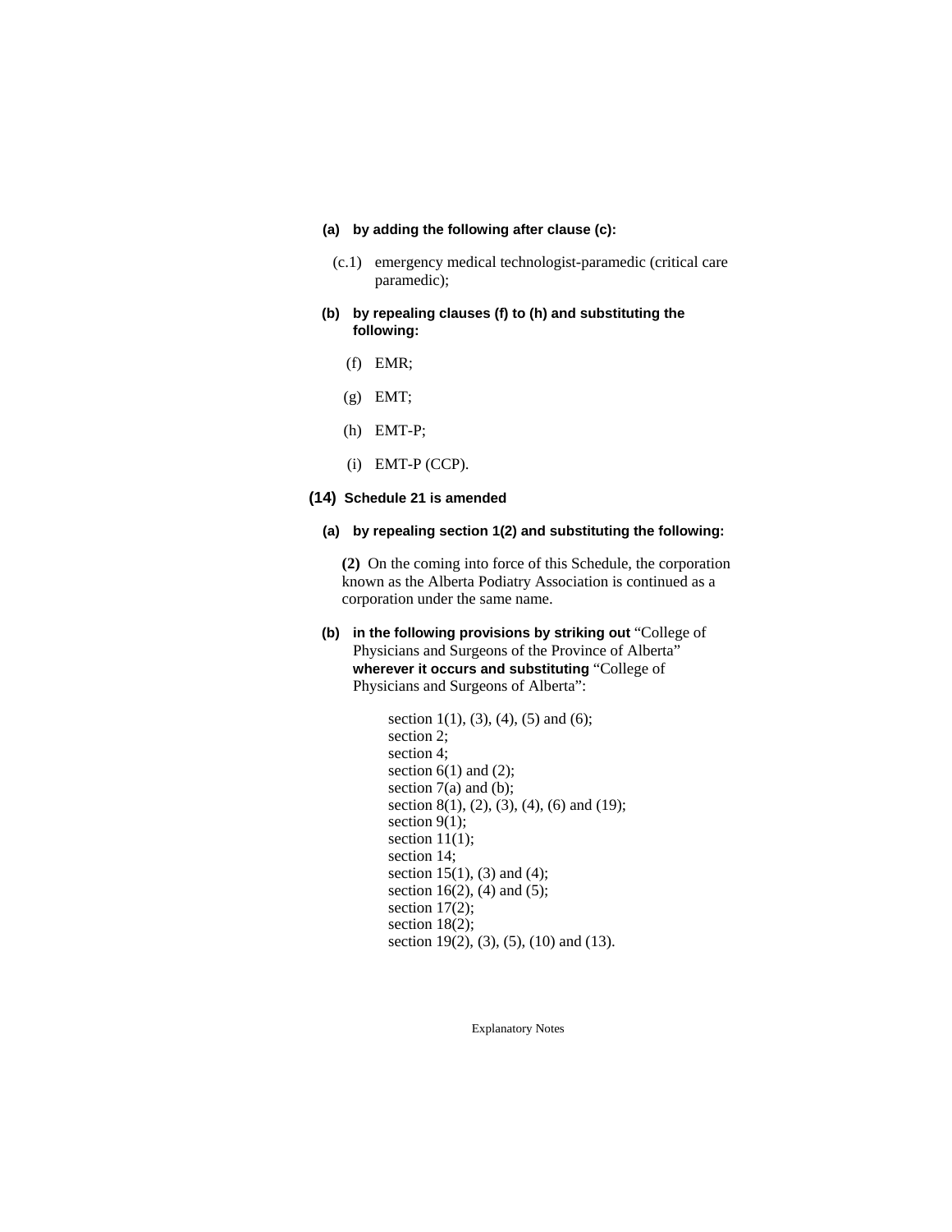**(a) by adding the following after clause (c):**

(c.1) emergency medical technologist-paramedic (critical care paramedic);

**(b) by repealing clauses (f) to (h) and substituting the following:**

(f) EMR;

(g) EMT;

(h) EMT-P;

(i) EMT-P (CCP).

**(14) Schedule 21 is amended**

**(a) by repealing section 1(2) and substituting the following:**

**(2)** On the coming into force of this Schedule, the corporation known as the Alberta Podiatry Association is continued as a corporation under the same name.

**(b) in the following provisions by striking out** "College of Physicians and Surgeons of the Province of Alberta" **wherever it occurs and substituting** "College of Physicians and Surgeons of Alberta":

section 1(1), (3), (4), (5) and (6);
section 2;
section 4;
section 6(1) and (2);
section 7(a) and (b);
section 8(1), (2), (3), (4), (6) and (19);
section 9(1);
section 11(1);
section 14;
section 15(1), (3) and (4);
section 16(2), (4) and (5);
section 17(2);
section 18(2);
section 19(2), (3), (5), (10) and (13).

Explanatory Notes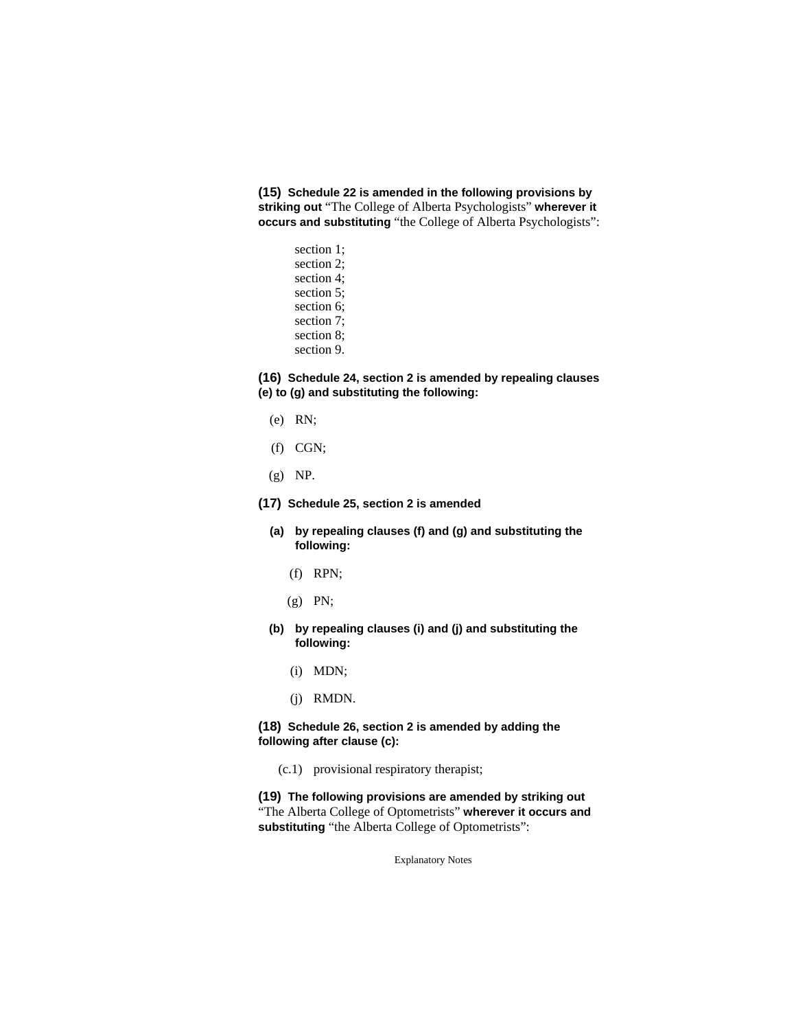**(15)** **Schedule 22 is amended in the following provisions by striking out** "The College of Alberta Psychologists" **wherever it occurs and substituting** "the College of Alberta Psychologists":

section 1;
section 2;
section 4;
section 5;
section 6;
section 7;
section 8;
section 9.

**(16)** **Schedule 24, section 2 is amended by repealing clauses (e) to (g) and substituting the following:**

(e) RN;

(f) CGN;

(g) NP.

**(17)** **Schedule 25, section 2 is amended**

**(a)** **by repealing clauses (f) and (g) and substituting the following:**

(f) RPN;

(g) PN;

**(b)** **by repealing clauses (i) and (j) and substituting the following:**

(i) MDN;

(j) RMDN.

**(18)** **Schedule 26, section 2 is amended by adding the following after clause (c):**

(c.1) provisional respiratory therapist;

**(19)** **The following provisions are amended by striking out** "The Alberta College of Optometrists" **wherever it occurs and substituting** "the Alberta College of Optometrists":

Explanatory Notes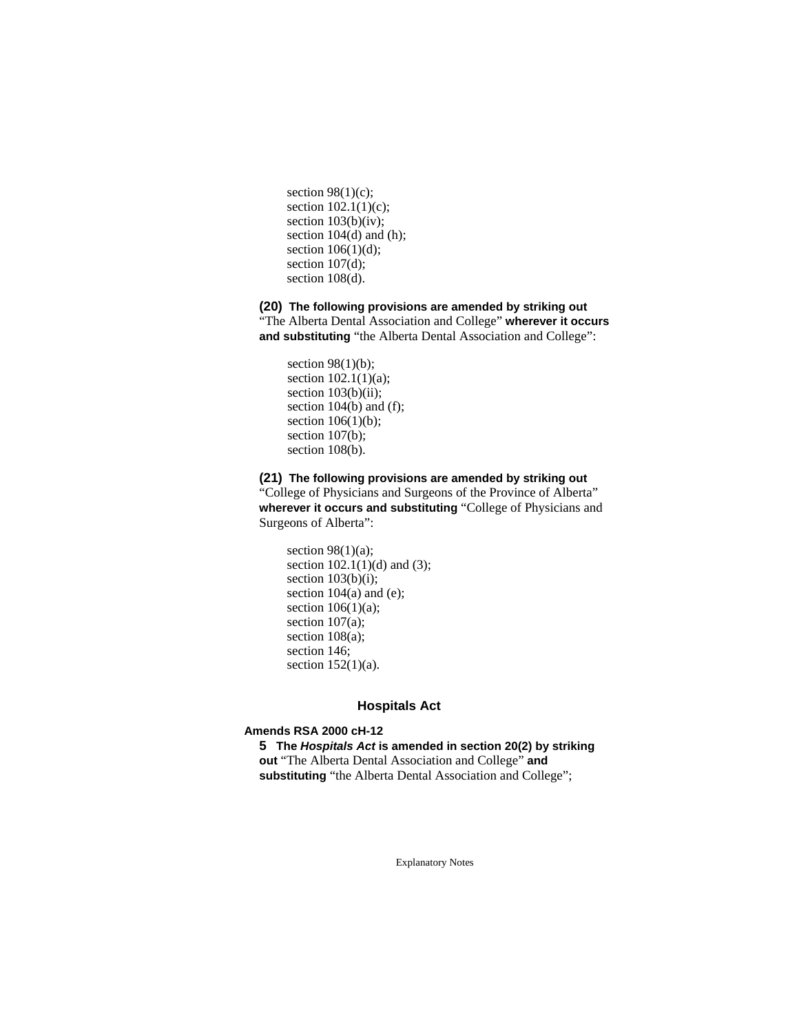section 98(1)(c);
section 102.1(1)(c);
section 103(b)(iv);
section 104(d) and (h);
section 106(1)(d);
section 107(d);
section 108(d).

**(20) The following provisions are amended by striking out** “The Alberta Dental Association and College” **wherever it occurs and substituting** “the Alberta Dental Association and College”:

section 98(1)(b);
section 102.1(1)(a);
section 103(b)(ii);
section 104(b) and (f);
section 106(1)(b);
section 107(b);
section 108(b).

**(21) The following provisions are amended by striking out** “College of Physicians and Surgeons of the Province of Alberta” **wherever it occurs and substituting** “College of Physicians and Surgeons of Alberta”:

section 98(1)(a);
section 102.1(1)(d) and (3);
section 103(b)(i);
section 104(a) and (e);
section 106(1)(a);
section 107(a);
section 108(a);
section 146;
section 152(1)(a).

## Hospitals Act

**Amends RSA 2000 cH-12**

**5 The *Hospitals Act* is amended in section 20(2) by striking out** “The Alberta Dental Association and College” **and substituting** “the Alberta Dental Association and College”;

Explanatory Notes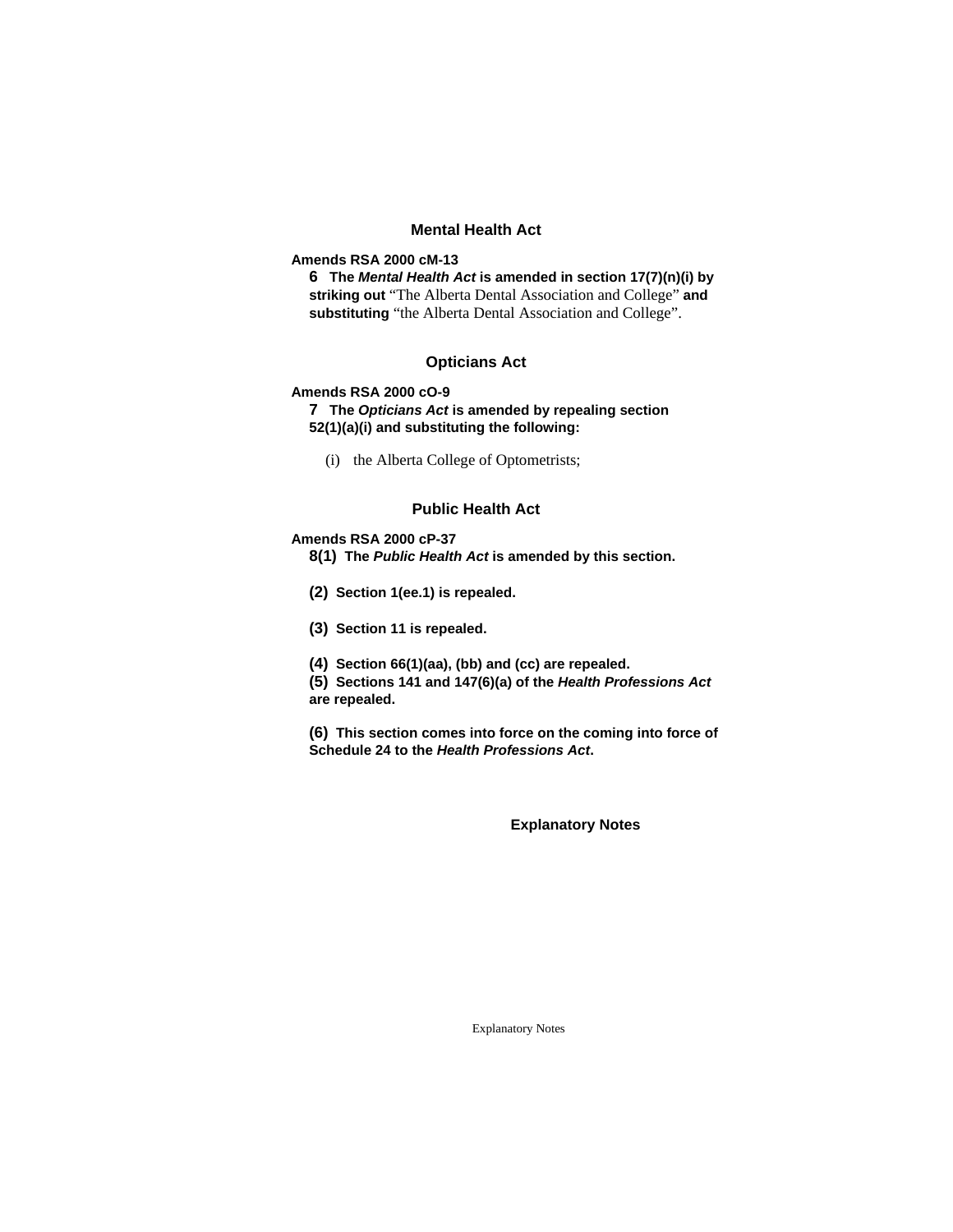### Mental Health Act

**Amends RSA 2000 cM-13**

**6 The *Mental Health Act* is amended in section 17(7)(n)(i) by striking out** "The Alberta Dental Association and College" **and substituting** "the Alberta Dental Association and College".

### Opticians Act

**Amends RSA 2000 cO-9**

**7 The *Opticians Act* is amended by repealing section 52(1)(a)(i) and substituting the following:**

(i) the Alberta College of Optometrists;

### Public Health Act

**Amends RSA 2000 cP-37**

**8(1) The *Public Health Act* is amended by this section.**

**(2) Section 1(ee.1) is repealed.**

**(3) Section 11 is repealed.**

**(4) Section 66(1)(aa), (bb) and (cc) are repealed.**

**(5) Sections 141 and 147(6)(a) of the *Health Professions Act* are repealed.**

**(6) This section comes into force on the coming into force of Schedule 24 to the *Health Professions Act*.**

## Explanatory Notes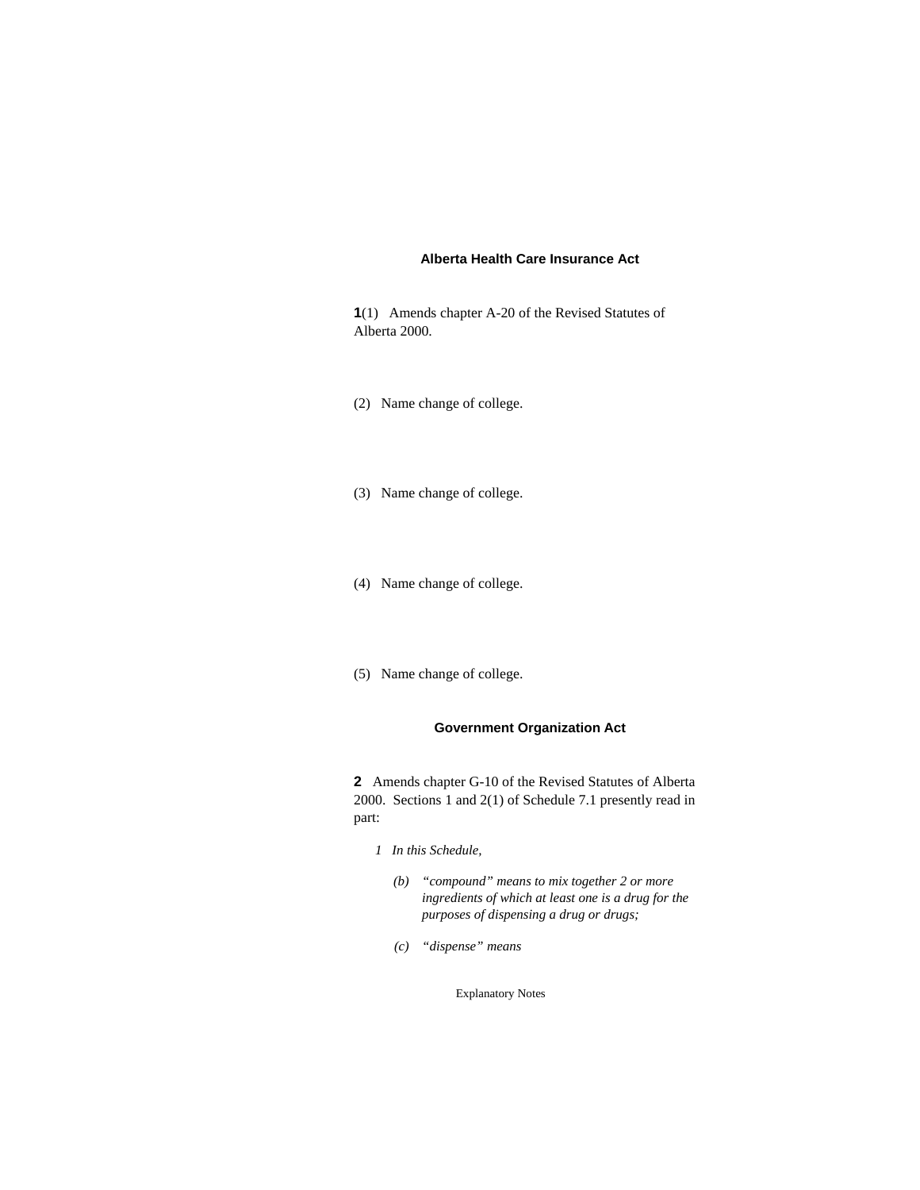### Alberta Health Care Insurance Act

**1**(1) Amends chapter A-20 of the Revised Statutes of Alberta 2000.

(2) Name change of college.

(3) Name change of college.

(4) Name change of college.

(5) Name change of college.

### Government Organization Act

**2** Amends chapter G-10 of the Revised Statutes of Alberta 2000. Sections 1 and 2(1) of Schedule 7.1 presently read in part:

*1 In this Schedule,*

*(b) "compound" means to mix together 2 or more ingredients of which at least one is a drug for the purposes of dispensing a drug or drugs;*

*(c) "dispense" means*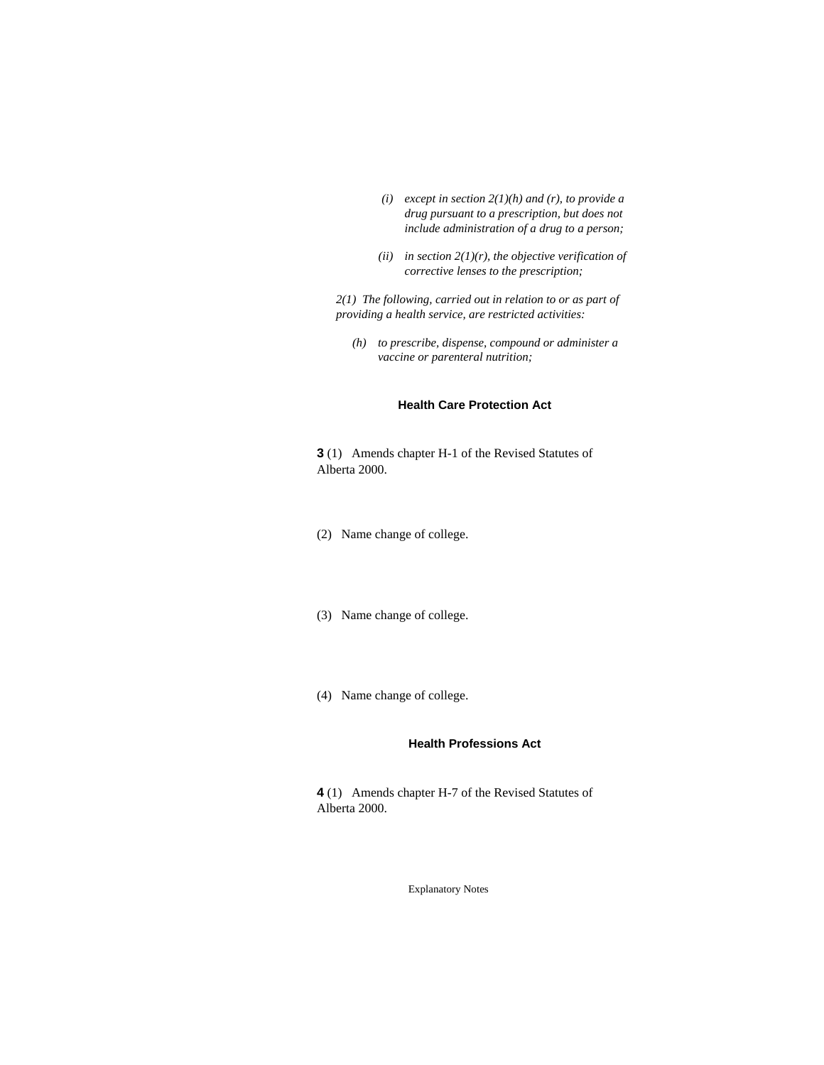*(i) except in section 2(1)(h) and (r), to provide a drug pursuant to a prescription, but does not include administration of a drug to a person;*

*(ii) in section 2(1)(r), the objective verification of corrective lenses to the prescription;*

*2(1) The following, carried out in relation to or as part of providing a health service, are restricted activities:*

*(h) to prescribe, dispense, compound or administer a vaccine or parenteral nutrition;*

### Health Care Protection Act

**3** (1) Amends chapter H-1 of the Revised Statutes of Alberta 2000.

(2) Name change of college.

(3) Name change of college.

(4) Name change of college.

### Health Professions Act

**4** (1) Amends chapter H-7 of the Revised Statutes of Alberta 2000.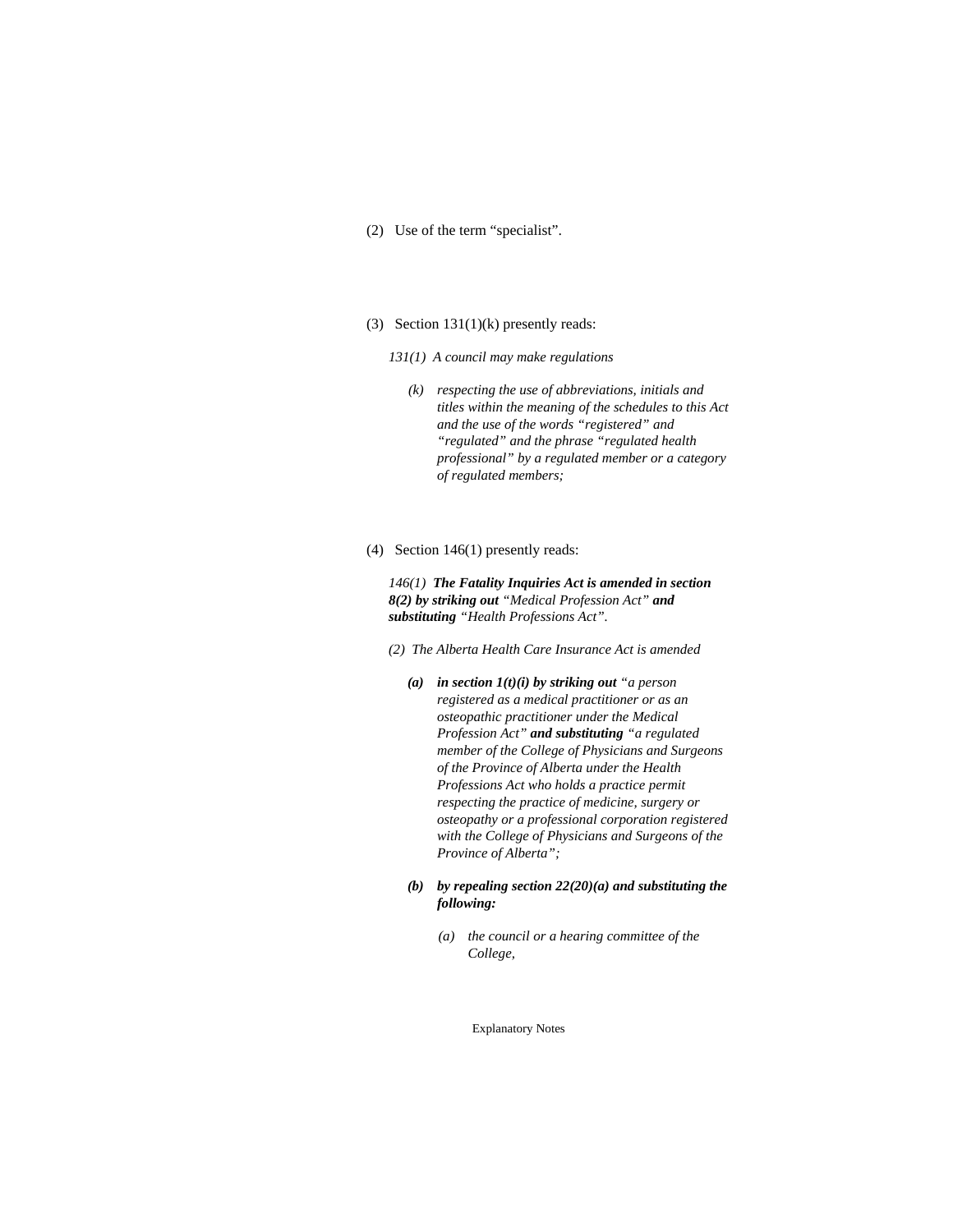(2) Use of the term "specialist".

(3) Section 131(1)(k) presently reads:

*131(1) A council may make regulations*

*(k) respecting the use of abbreviations, initials and titles within the meaning of the schedules to this Act and the use of the words "registered" and "regulated" and the phrase "regulated health professional" by a regulated member or a category of regulated members;*

(4) Section 146(1) presently reads:

*146(1)* ***The Fatality Inquiries Act is amended in section 8(2) by striking out*** *"Medical Profession Act"* ***and substituting*** *"Health Professions Act".*

*(2) The Alberta Health Care Insurance Act is amended*

***(a) in section 1(t)(i) by striking out*** *"a person registered as a medical practitioner or as an osteopathic practitioner under the Medical Profession Act"* ***and substituting*** *"a regulated member of the College of Physicians and Surgeons of the Province of Alberta under the Health Professions Act who holds a practice permit respecting the practice of medicine, surgery or osteopathy or a professional corporation registered with the College of Physicians and Surgeons of the Province of Alberta";*

***(b) by repealing section 22(20)(a) and substituting the following:***

*(a) the council or a hearing committee of the College,*

Explanatory Notes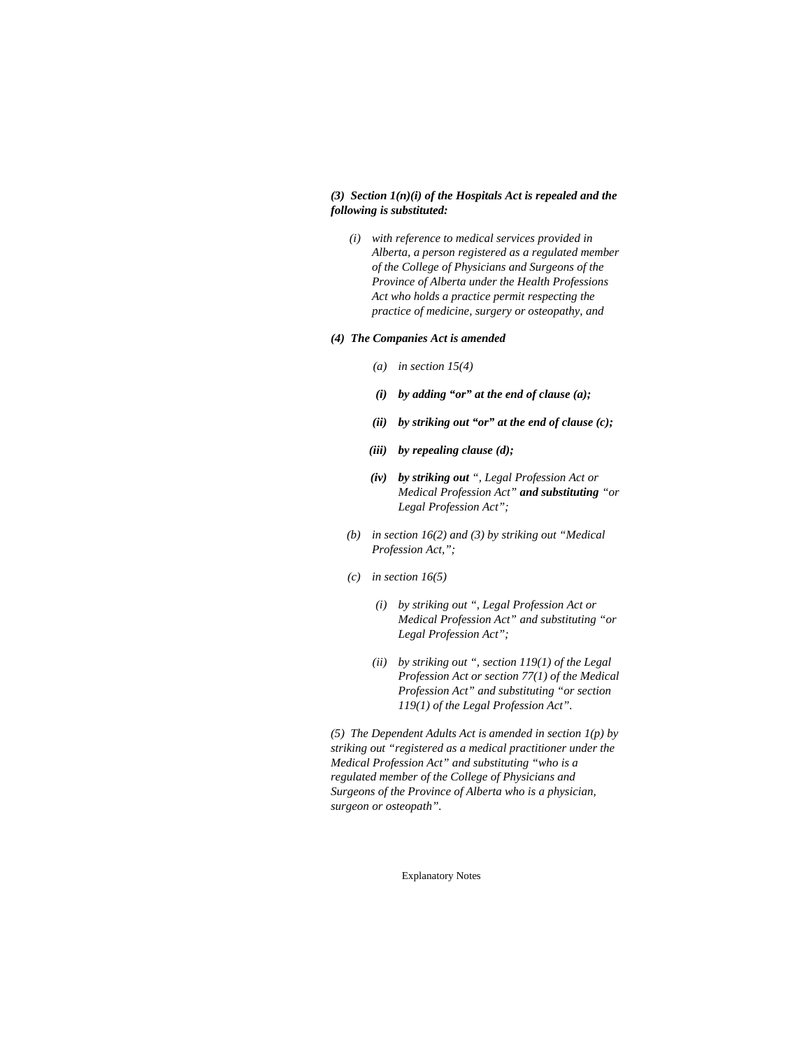***(3) Section 1(n)(i) of the Hospitals Act is repealed and the following is substituted:***

*(i) with reference to medical services provided in Alberta, a person registered as a regulated member of the College of Physicians and Surgeons of the Province of Alberta under the Health Professions Act who holds a practice permit respecting the practice of medicine, surgery or osteopathy, and*

***(4) The Companies Act is amended***

*(a) in section 15(4)*

***(i) by adding "or" at the end of clause (a);***

***(ii) by striking out "or" at the end of clause (c);***

***(iii) by repealing clause (d);***

***(iv) by striking out** ", Legal Profession Act or Medical Profession Act" **and substituting** "or Legal Profession Act";*

*(b) in section 16(2) and (3) by striking out "Medical Profession Act,";*

*(c) in section 16(5)*

*(i) by striking out ", Legal Profession Act or Medical Profession Act" and substituting "or Legal Profession Act";*

*(ii) by striking out ", section 119(1) of the Legal Profession Act or section 77(1) of the Medical Profession Act" and substituting "or section 119(1) of the Legal Profession Act".*

*(5) The Dependent Adults Act is amended in section 1(p) by striking out "registered as a medical practitioner under the Medical Profession Act" and substituting "who is a regulated member of the College of Physicians and Surgeons of the Province of Alberta who is a physician, surgeon or osteopath".*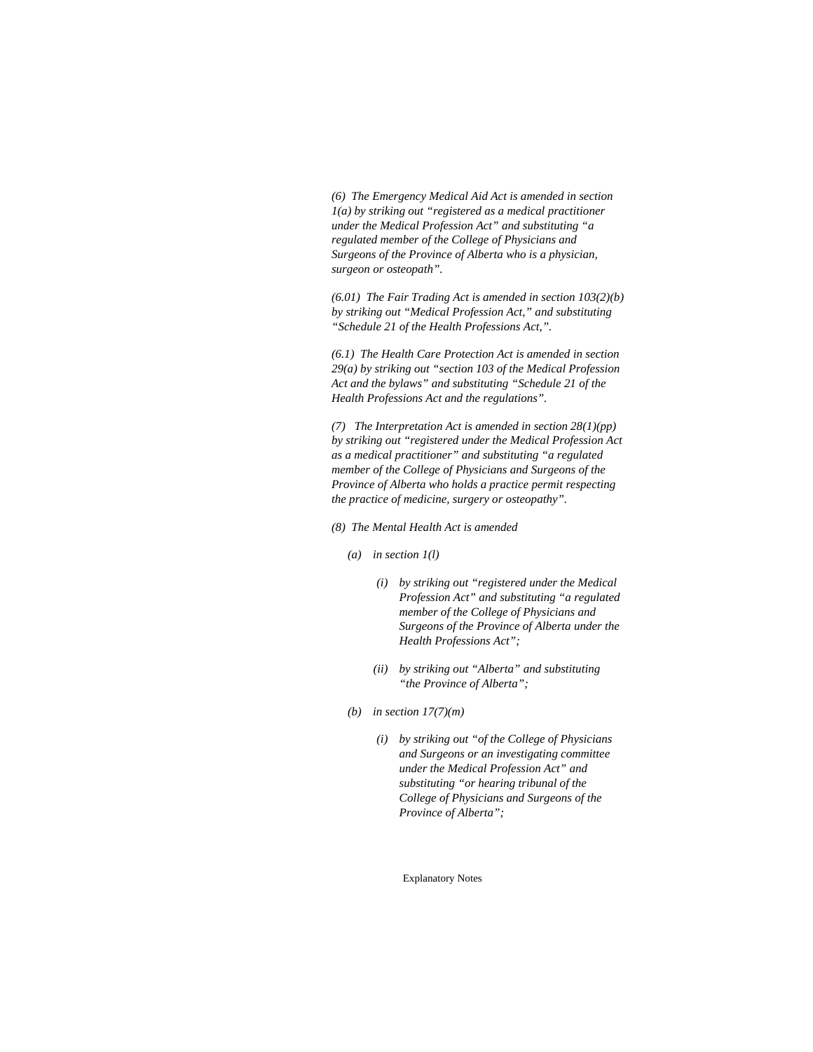*(6) The Emergency Medical Aid Act is amended in section 1(a) by striking out "registered as a medical practitioner under the Medical Profession Act" and substituting "a regulated member of the College of Physicians and Surgeons of the Province of Alberta who is a physician, surgeon or osteopath".*

*(6.01) The Fair Trading Act is amended in section 103(2)(b) by striking out "Medical Profession Act," and substituting "Schedule 21 of the Health Professions Act,".*

*(6.1) The Health Care Protection Act is amended in section 29(a) by striking out "section 103 of the Medical Profession Act and the bylaws" and substituting "Schedule 21 of the Health Professions Act and the regulations".*

*(7) The Interpretation Act is amended in section 28(1)(pp) by striking out "registered under the Medical Profession Act as a medical practitioner" and substituting "a regulated member of the College of Physicians and Surgeons of the Province of Alberta who holds a practice permit respecting the practice of medicine, surgery or osteopathy".*

*(8) The Mental Health Act is amended*

- *(a) in section 1(l)*
  - *(i) by striking out "registered under the Medical Profession Act" and substituting "a regulated member of the College of Physicians and Surgeons of the Province of Alberta under the Health Professions Act";*
  - *(ii) by striking out "Alberta" and substituting "the Province of Alberta";*
- *(b) in section 17(7)(m)*
  - *(i) by striking out "of the College of Physicians and Surgeons or an investigating committee under the Medical Profession Act" and substituting "or hearing tribunal of the College of Physicians and Surgeons of the Province of Alberta";*

Explanatory Notes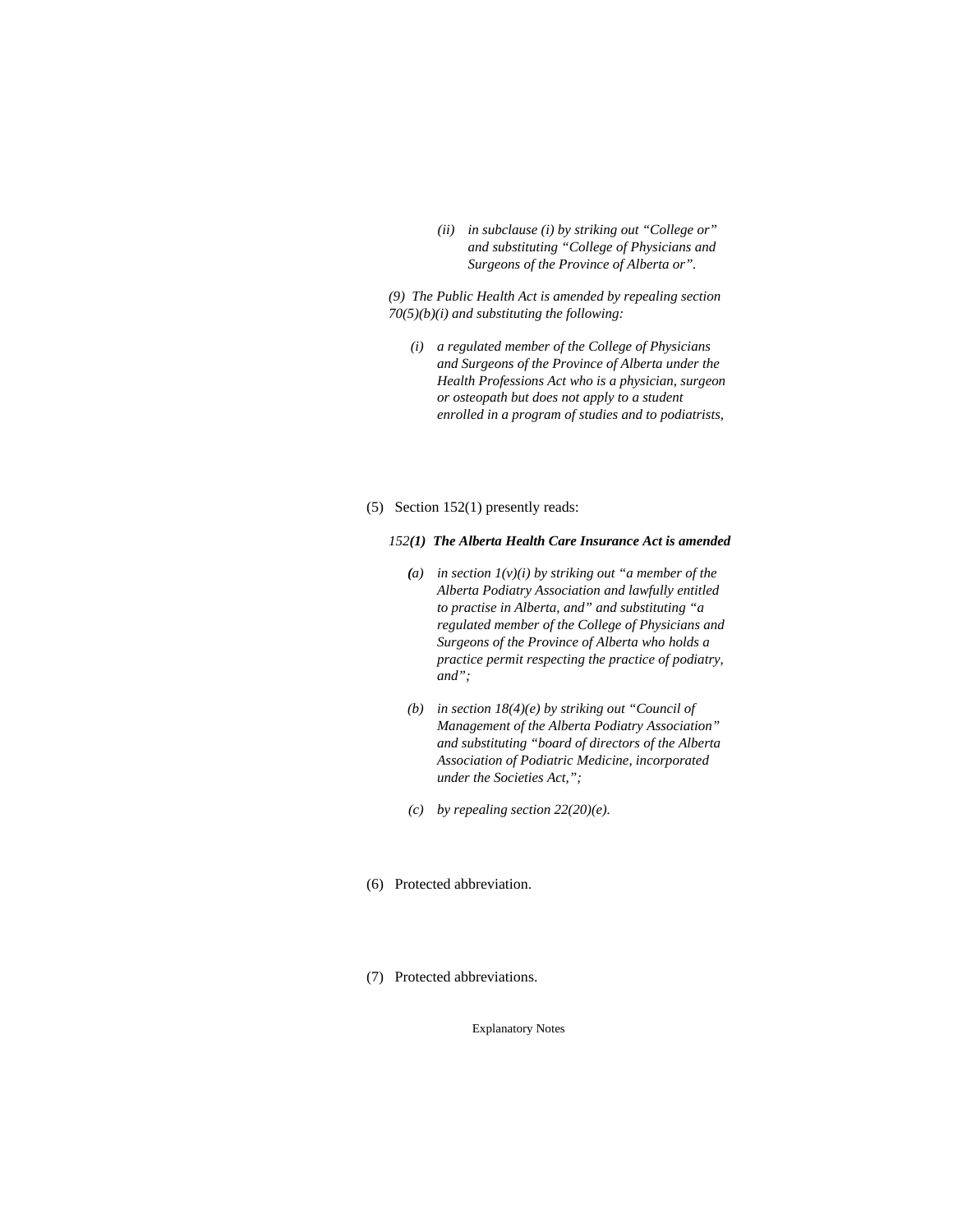*(ii) in subclause (i) by striking out "College or" and substituting "College of Physicians and Surgeons of the Province of Alberta or".*

*(9) The Public Health Act is amended by repealing section 70(5)(b)(i) and substituting the following:*

*(i) a regulated member of the College of Physicians and Surgeons of the Province of Alberta under the Health Professions Act who is a physician, surgeon or osteopath but does not apply to a student enrolled in a program of studies and to podiatrists,*

(5) Section 152(1) presently reads:

*152**(1) The Alberta Health Care Insurance Act is amended***

*(a) in section 1(v)(i) by striking out "a member of the Alberta Podiatry Association and lawfully entitled to practise in Alberta, and" and substituting "a regulated member of the College of Physicians and Surgeons of the Province of Alberta who holds a practice permit respecting the practice of podiatry, and";*

*(b) in section 18(4)(e) by striking out "Council of Management of the Alberta Podiatry Association" and substituting "board of directors of the Alberta Association of Podiatric Medicine, incorporated under the Societies Act,";*

*(c) by repealing section 22(20)(e).*

(6) Protected abbreviation.

(7) Protected abbreviations.

Explanatory Notes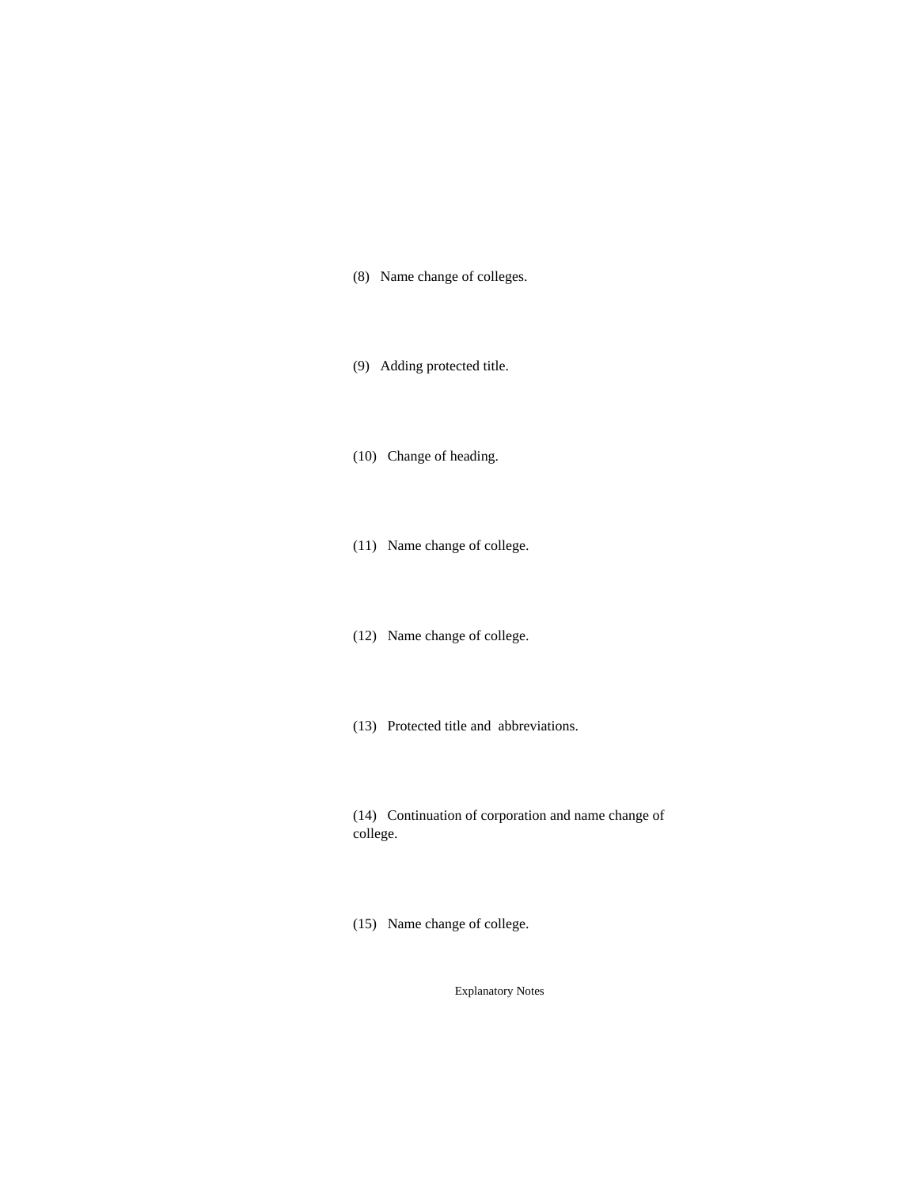(8) Name change of colleges.

(9) Adding protected title.

(10) Change of heading.

(11) Name change of college.

(12) Name change of college.

(13) Protected title and abbreviations.

(14) Continuation of corporation and name change of college.

(15) Name change of college.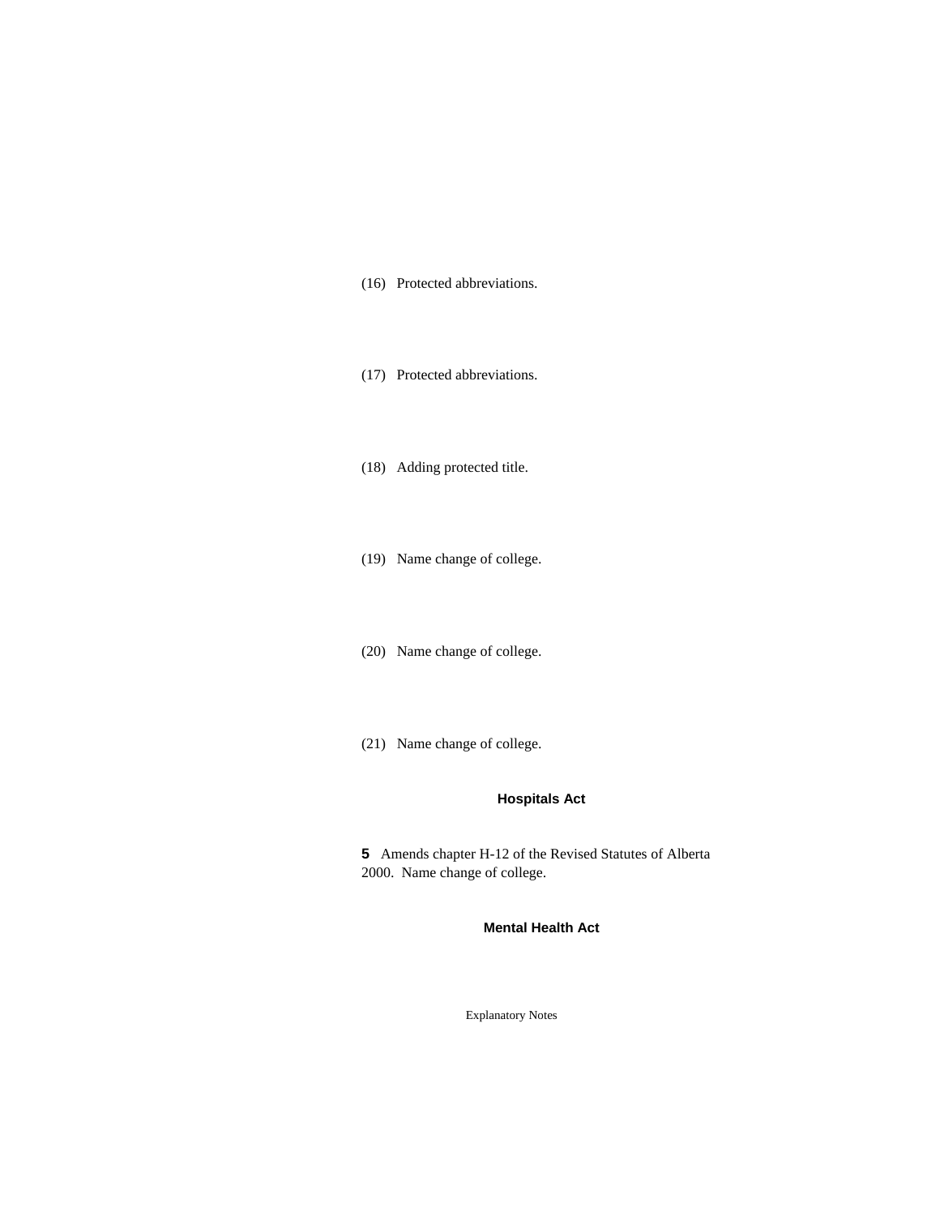(16) Protected abbreviations.

(17) Protected abbreviations.

(18) Adding protected title.

(19) Name change of college.

(20) Name change of college.

(21) Name change of college.

### Hospitals Act

**5** Amends chapter H-12 of the Revised Statutes of Alberta 2000. Name change of college.

### Mental Health Act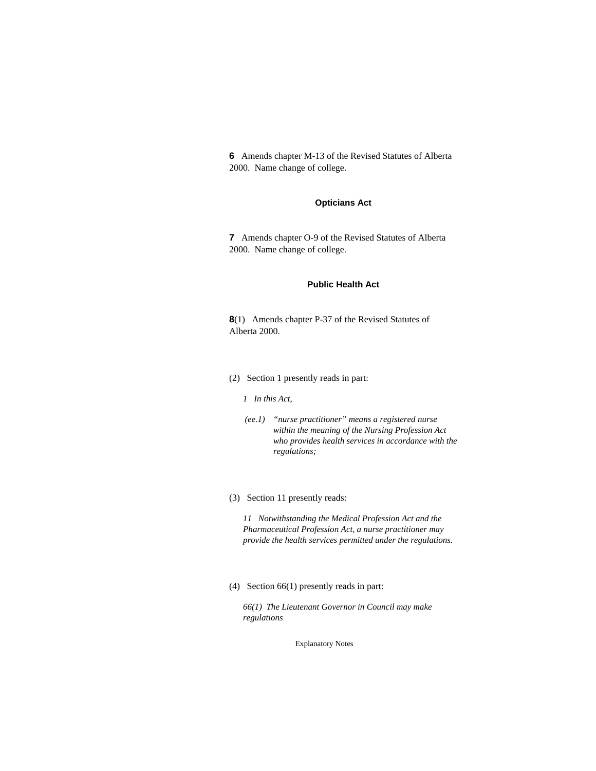**6** Amends chapter M-13 of the Revised Statutes of Alberta 2000. Name change of college.

### Opticians Act

**7** Amends chapter O-9 of the Revised Statutes of Alberta 2000. Name change of college.

### Public Health Act

**8**(1) Amends chapter P-37 of the Revised Statutes of Alberta 2000.

(2) Section 1 presently reads in part:

*1 In this Act,*

*(ee.1) "nurse practitioner" means a registered nurse within the meaning of the Nursing Profession Act who provides health services in accordance with the regulations;*

(3) Section 11 presently reads:

*11 Notwithstanding the Medical Profession Act and the Pharmaceutical Profession Act, a nurse practitioner may provide the health services permitted under the regulations.*

(4) Section 66(1) presently reads in part:

*66(1) The Lieutenant Governor in Council may make regulations*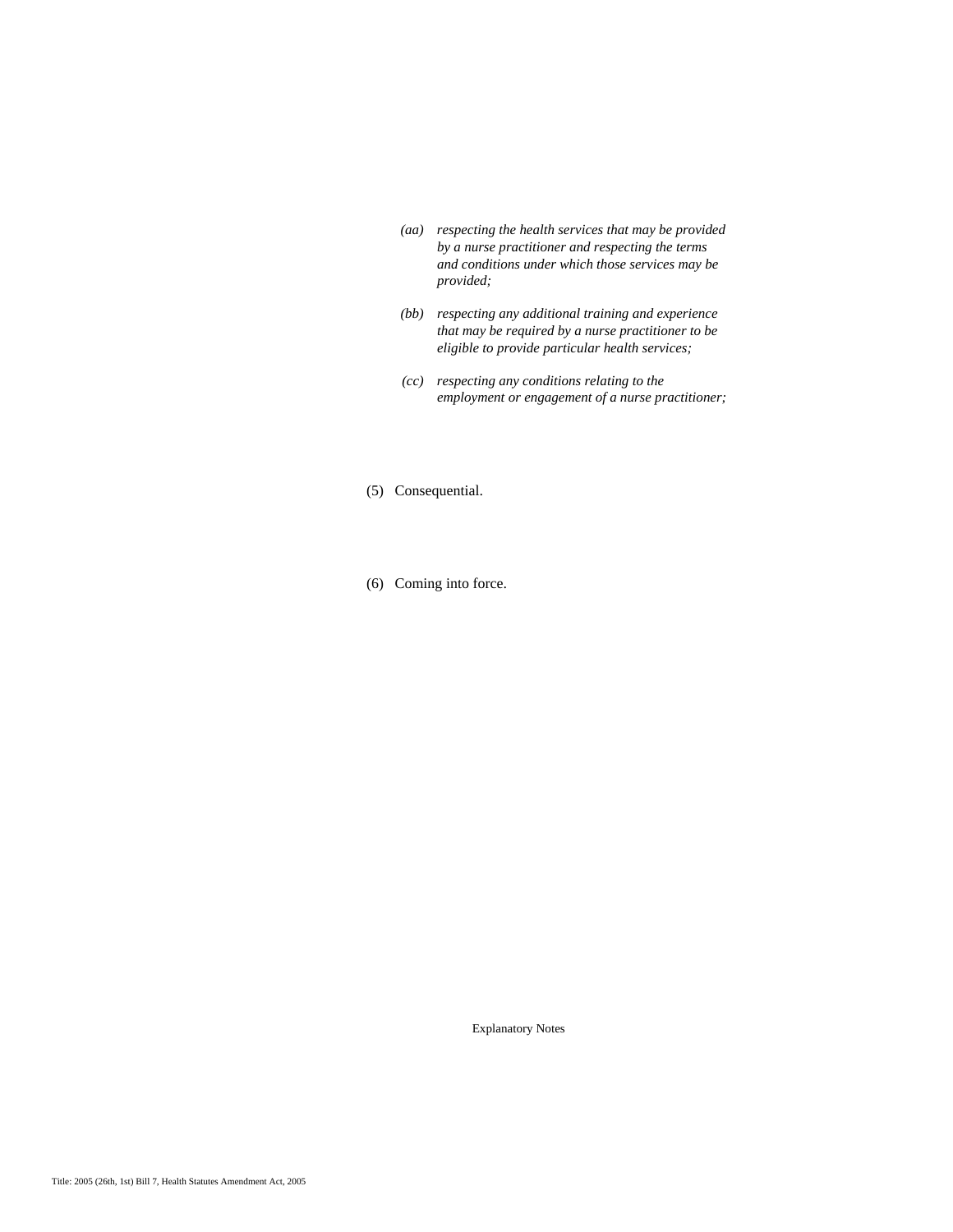*(aa) respecting the health services that may be provided by a nurse practitioner and respecting the terms and conditions under which those services may be provided;*

*(bb) respecting any additional training and experience that may be required by a nurse practitioner to be eligible to provide particular health services;*

*(cc) respecting any conditions relating to the employment or engagement of a nurse practitioner;*

(5) Consequential.

(6) Coming into force.

Explanatory Notes